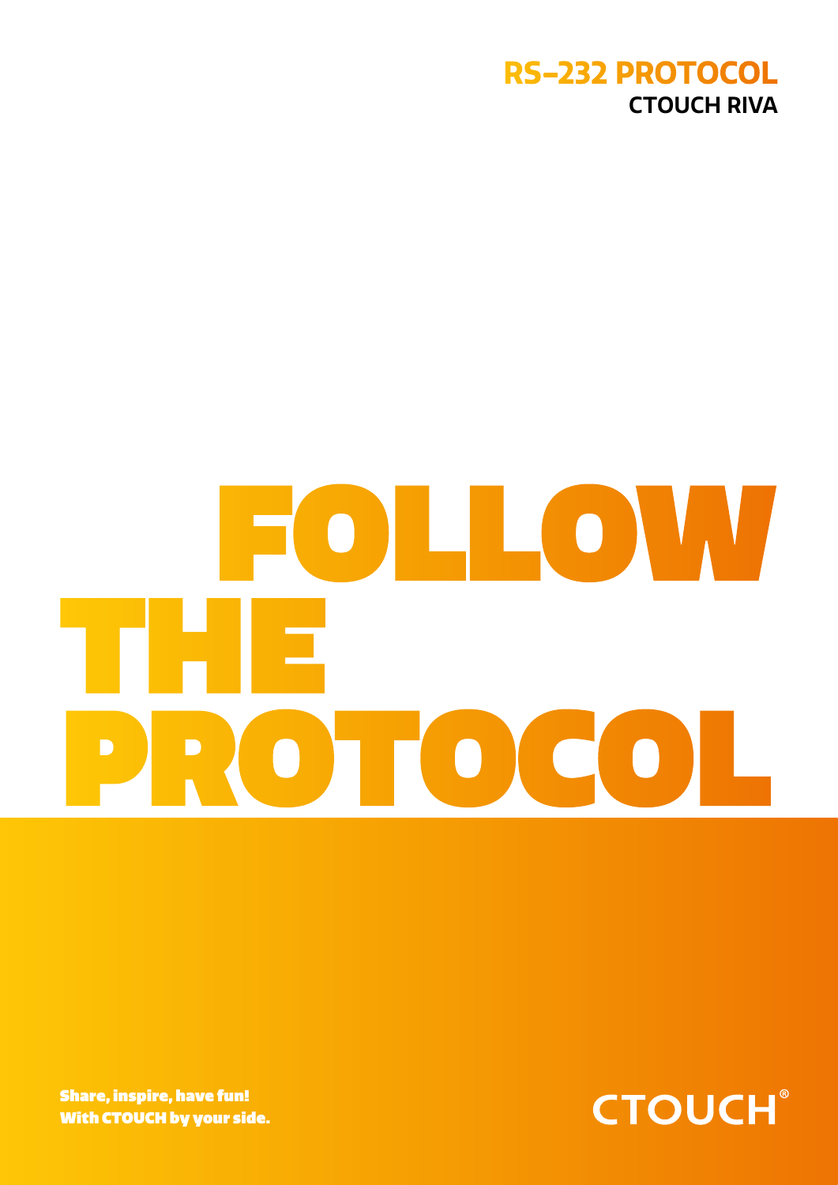# RS-232 PROTOCOL

## CTOUCH RIVA

# FOLLOW THE PROTOCOL

**Share, inspire, have fun!**
**With CTOUCH by your side.**

CTOUCH®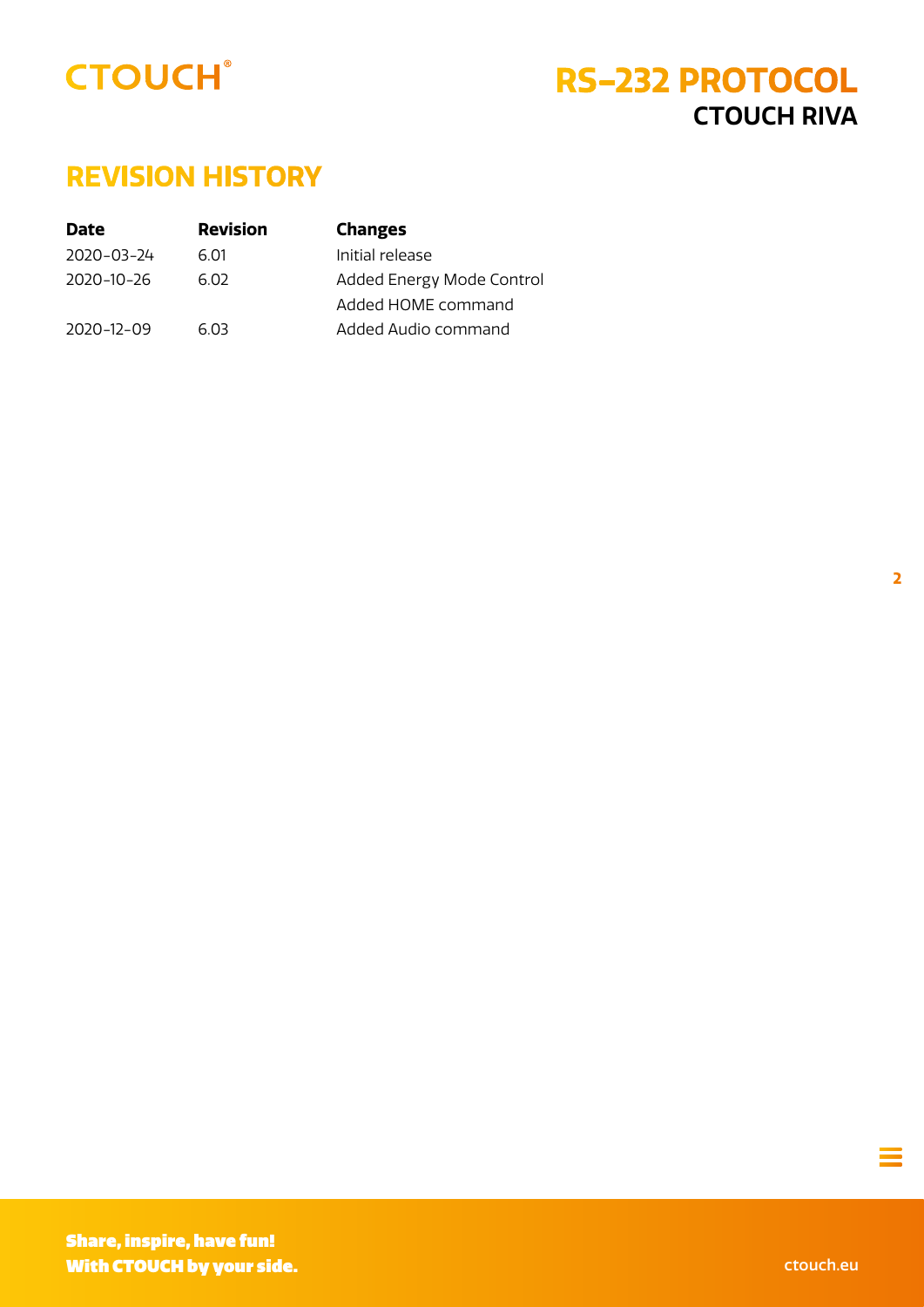## REVISION HISTORY

| Date | Revision | Changes |
| --- | --- | --- |
| 2020-03-24 | 6.01 | Initial release |
| 2020-10-26 | 6.02 | Added Energy Mode Control |
| | | Added HOME command |
| 2020-12-09 | 6.03 | Added Audio command |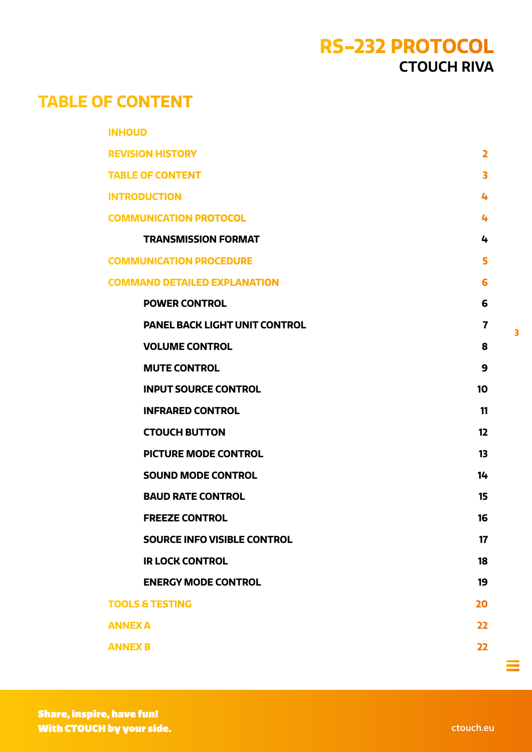# TABLE OF CONTENT

| | |
|---|---|
| **INHOUD** | |
| **REVISION HISTORY** | 2 |
| **TABLE OF CONTENT** | 3 |
| **INTRODUCTION** | 4 |
| **COMMUNICATION PROTOCOL** | 4 |
| &nbsp;&nbsp;&nbsp;&nbsp;TRANSMISSION FORMAT | 4 |
| **COMMUNICATION PROCEDURE** | 5 |
| **COMMAND DETAILED EXPLANATION** | 6 |
| &nbsp;&nbsp;&nbsp;&nbsp;POWER CONTROL | 6 |
| &nbsp;&nbsp;&nbsp;&nbsp;PANEL BACK LIGHT UNIT CONTROL | 7 |
| &nbsp;&nbsp;&nbsp;&nbsp;VOLUME CONTROL | 8 |
| &nbsp;&nbsp;&nbsp;&nbsp;MUTE CONTROL | 9 |
| &nbsp;&nbsp;&nbsp;&nbsp;INPUT SOURCE CONTROL | 10 |
| &nbsp;&nbsp;&nbsp;&nbsp;INFRARED CONTROL | 11 |
| &nbsp;&nbsp;&nbsp;&nbsp;CTOUCH BUTTON | 12 |
| &nbsp;&nbsp;&nbsp;&nbsp;PICTURE MODE CONTROL | 13 |
| &nbsp;&nbsp;&nbsp;&nbsp;SOUND MODE CONTROL | 14 |
| &nbsp;&nbsp;&nbsp;&nbsp;BAUD RATE CONTROL | 15 |
| &nbsp;&nbsp;&nbsp;&nbsp;FREEZE CONTROL | 16 |
| &nbsp;&nbsp;&nbsp;&nbsp;SOURCE INFO VISIBLE CONTROL | 17 |
| &nbsp;&nbsp;&nbsp;&nbsp;IR LOCK CONTROL | 18 |
| &nbsp;&nbsp;&nbsp;&nbsp;ENERGY MODE CONTROL | 19 |
| **TOOLS & TESTING** | 20 |
| **ANNEX A** | 22 |
| **ANNEX B** | 22 |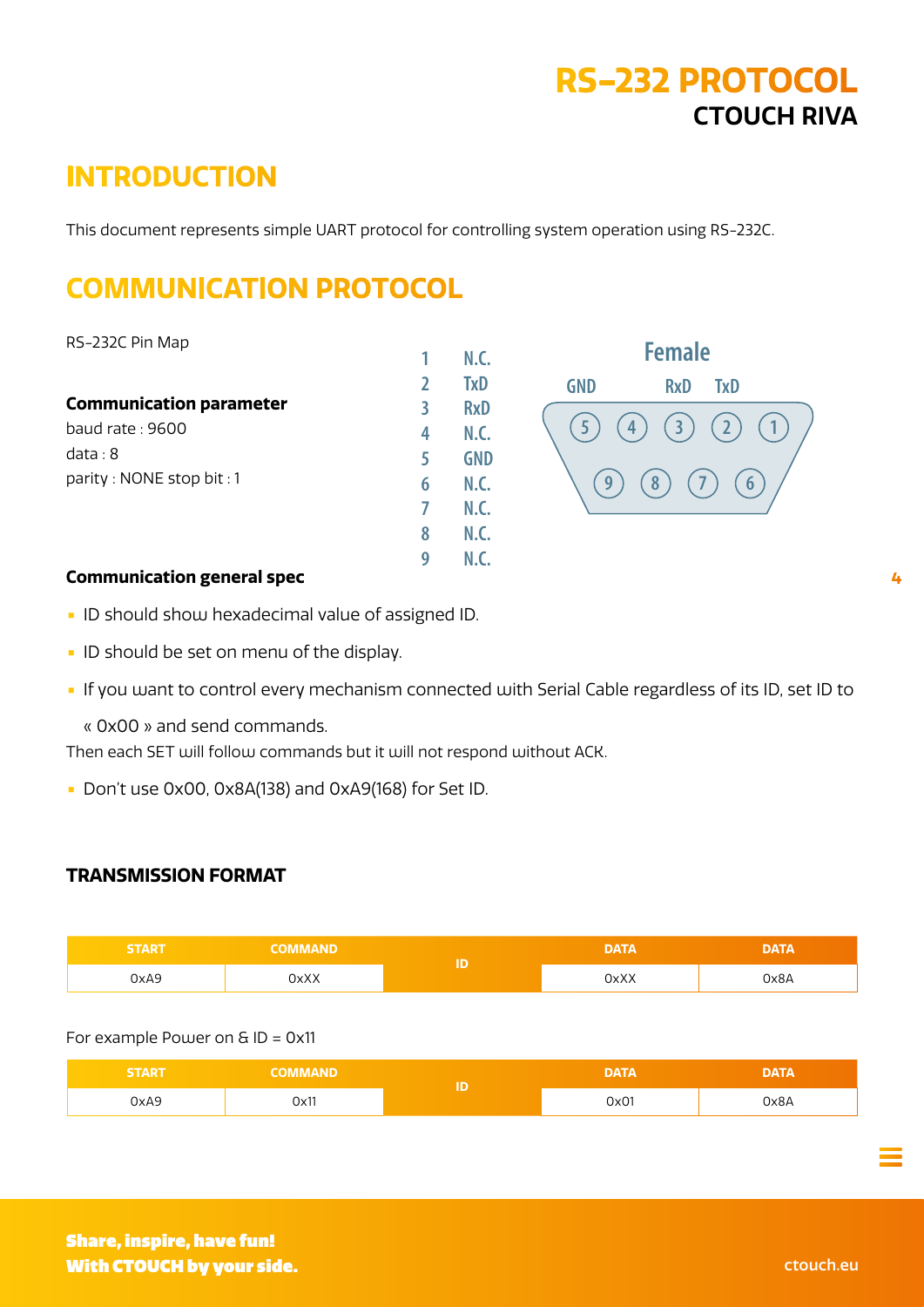# RS-232 PROTOCOL
## CTOUCH RIVA

## INTRODUCTION

This document represents simple UART protocol for controlling system operation using RS-232C.

## COMMUNICATION PROTOCOL

RS-232C Pin Map

| Pin | Signal |
|---|---|
| 1 | N.C. |
| 2 | TxD |
| 3 | RxD |
| 4 | N.C. |
| 5 | GND |
| 6 | N.C. |
| 7 | N.C. |
| 8 | N.C. |
| 9 | N.C. |

Female

GND RxD TxD

5 4 3 2 1

9 8 7 6

**Communication parameter**

baud rate : 9600

data : 8

parity : NONE stop bit : 1

**Communication general spec**

- ID should show hexadecimal value of assigned ID.
- ID should be set on menu of the display.
- If you want to control every mechanism connected with Serial Cable regardless of its ID, set ID to « 0x00 » and send commands.

Then each SET will follow commands but it will not respond without ACK.

- Don't use 0x00, 0x8A(138) and 0xA9(168) for Set ID.

### TRANSMISSION FORMAT

| START | COMMAND | ID | DATA | DATA |
|---|---|---|---|---|
| 0xA9 | 0xXX | | 0xXX | 0x8A |

For example Power on & ID = 0x11

| START | COMMAND | ID | DATA | DATA |
|---|---|---|---|---|
| 0xA9 | 0x11 | | 0x01 | 0x8A |

**Share, inspire, have fun!**
**With CTOUCH by your side.**

ctouch.eu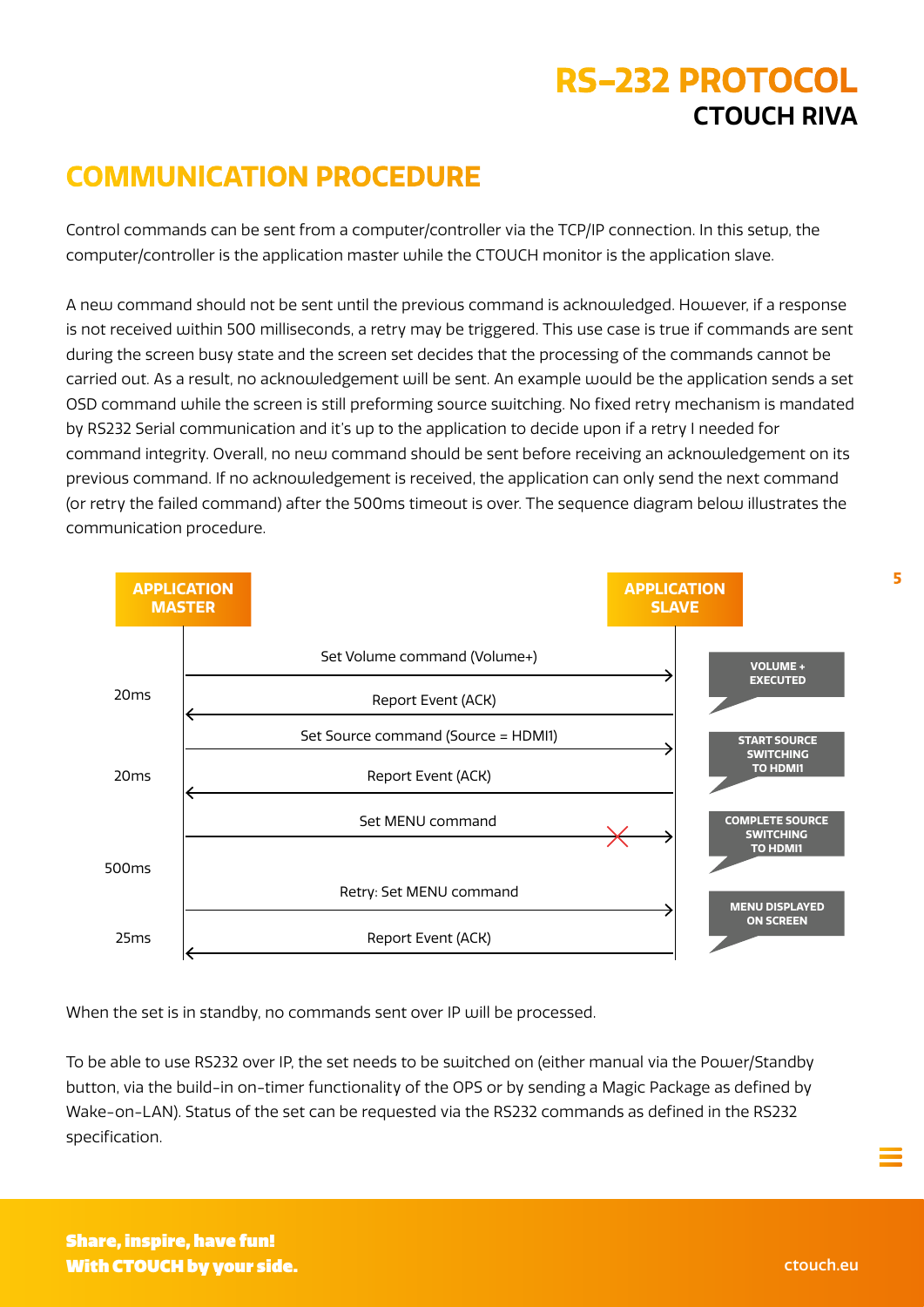## COMMUNICATION PROCEDURE

Control commands can be sent from a computer/controller via the TCP/IP connection. In this setup, the computer/controller is the application master while the CTOUCH monitor is the application slave.

A new command should not be sent until the previous command is acknowledged. However, if a response is not received within 500 milliseconds, a retry may be triggered. This use case is true if commands are sent during the screen busy state and the screen set decides that the processing of the commands cannot be carried out. As a result, no acknowledgement will be sent. An example would be the application sends a set OSD command while the screen is still preforming source switching. No fixed retry mechanism is mandated by RS232 Serial communication and it's up to the application to decide upon if a retry I needed for command integrity. Overall, no new command should be sent before receiving an acknowledgement on its previous command. If no acknowledgement is received, the application can only send the next command (or retry the failed command) after the 500ms timeout is over. The sequence diagram below illustrates the communication procedure.

**APPLICATION MASTER** — **APPLICATION SLAVE**

| Time | Message | Slave state |
| --- | --- | --- |
| | Set Volume command (Volume+) → | VOLUME + EXECUTED |
| 20ms | ← Report Event (ACK) | |
| | Set Source command (Source = HDMI1) → | START SOURCE SWITCHING TO HDMI1 |
| 20ms | ← Report Event (ACK) | |
| | Set MENU command → (X) | COMPLETE SOURCE SWITCHING TO HDMI1 |
| 500ms | | |
| | Retry: Set MENU command → | MENU DISPLAYED ON SCREEN |
| 25ms | ← Report Event (ACK) | |

When the set is in standby, no commands sent over IP will be processed.

To be able to use RS232 over IP, the set needs to be switched on (either manual via the Power/Standby button, via the build-in on-timer functionality of the OPS or by sending a Magic Package as defined by Wake-on-LAN). Status of the set can be requested via the RS232 commands as defined in the RS232 specification.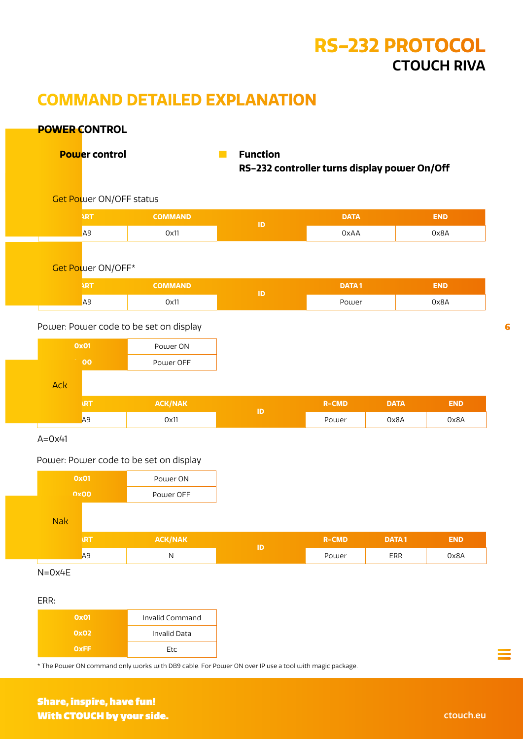# RS-232 PROTOCOL
## CTOUCH RIVA

# COMMAND DETAILED EXPLANATION

### POWER CONTROL

**Power control**

**Function**
**RS-232 controller turns display power On/Off**

Get Power ON/OFF status

| START | COMMAND | ID | DATA | END |
|---|---|---|---|---|
| A9 | 0x11 | | 0xAA | 0x8A |

Get Power ON/OFF*

| START | COMMAND | ID | DATA 1 | END |
|---|---|---|---|---|
| A9 | 0x11 | | Power | 0x8A |

Power: Power code to be set on display

| | |
|---|---|
| 0x01 | Power ON |
| 0x00 | Power OFF |

Ack

| START | ACK/NAK | ID | R-CMD | DATA | END |
|---|---|---|---|---|---|
| A9 | 0x11 | | Power | 0x8A | 0x8A |

A=0x41

Power: Power code to be set on display

| | |
|---|---|
| 0x01 | Power ON |
| 0x00 | Power OFF |

Nak

| START | ACK/NAK | ID | R-CMD | DATA 1 | END |
|---|---|---|---|---|---|
| A9 | N | | Power | ERR | 0x8A |

N=0x4E

ERR:

| | |
|---|---|
| 0x01 | Invalid Command |
| 0x02 | Invalid Data |
| 0xFF | Etc |

\* The Power ON command only works with DB9 cable. For Power ON over IP use a tool with magic package.

**Share, inspire, have fun!**
**With CTOUCH by your side.**

ctouch.eu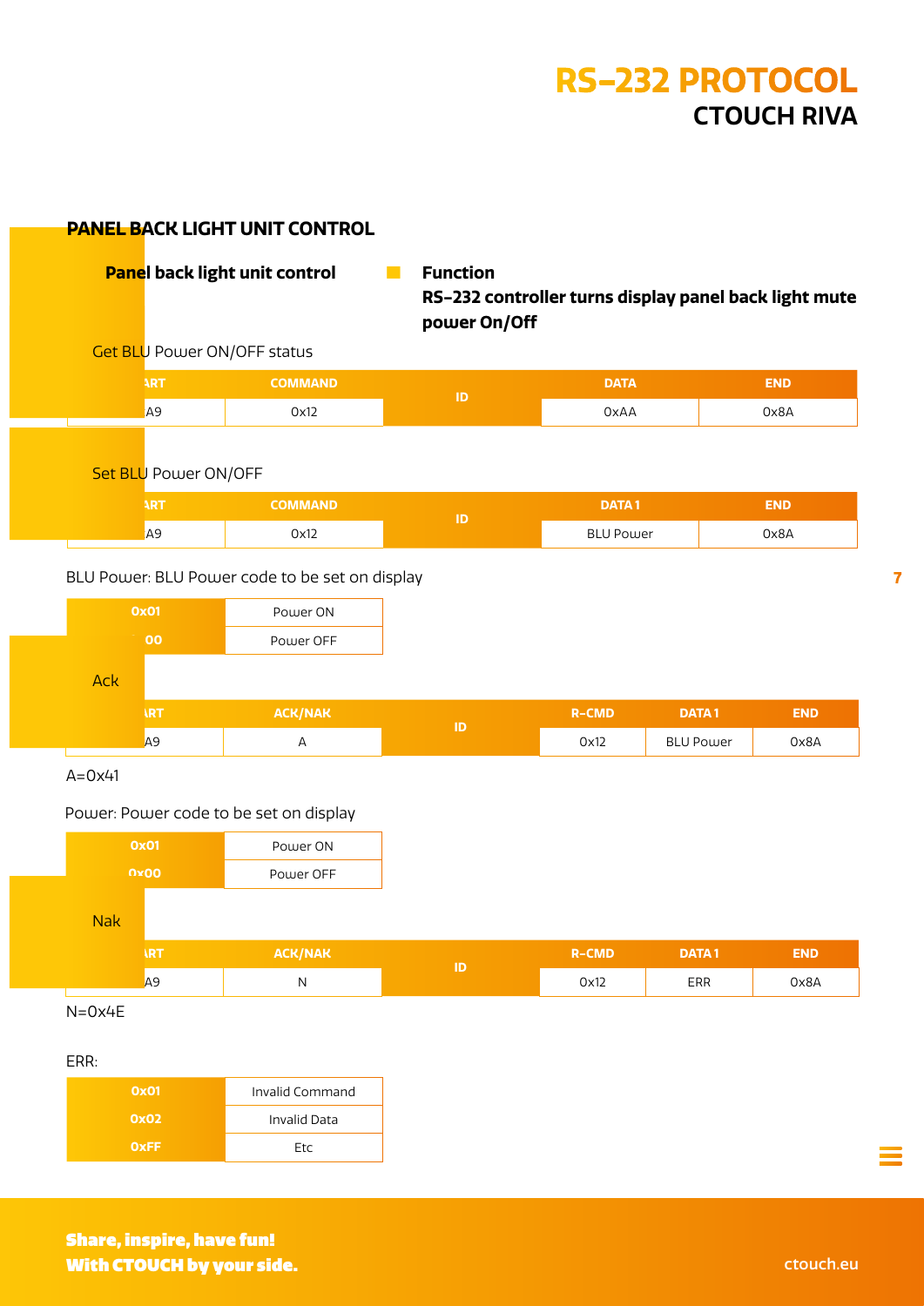## PANEL BACK LIGHT UNIT CONTROL

**Panel back light unit control**

**Function**
**RS-232 controller turns display panel back light mute power On/Off**

Get BLU Power ON/OFF status

| START | COMMAND | ID | DATA | END |
|---|---|---|---|---|
| A9 | 0x12 | | 0xAA | 0x8A |

Set BLU Power ON/OFF

| START | COMMAND | ID | DATA 1 | END |
|---|---|---|---|---|
| A9 | 0x12 | | BLU Power | 0x8A |

BLU Power: BLU Power code to be set on display

| | |
|---|---|
| 0x01 | Power ON |
| 0x00 | Power OFF |

Ack

| START | ACK/NAK | ID | R-CMD | DATA 1 | END |
|---|---|---|---|---|---|
| A9 | A | | 0x12 | BLU Power | 0x8A |

A=0x41

Power: Power code to be set on display

| | |
|---|---|
| 0x01 | Power ON |
| 0x00 | Power OFF |

Nak

| START | ACK/NAK | ID | R-CMD | DATA 1 | END |
|---|---|---|---|---|---|
| A9 | N | | 0x12 | ERR | 0x8A |

N=0x4E

ERR:

| | |
|---|---|
| 0x01 | Invalid Command |
| 0x02 | Invalid Data |
| 0xFF | Etc |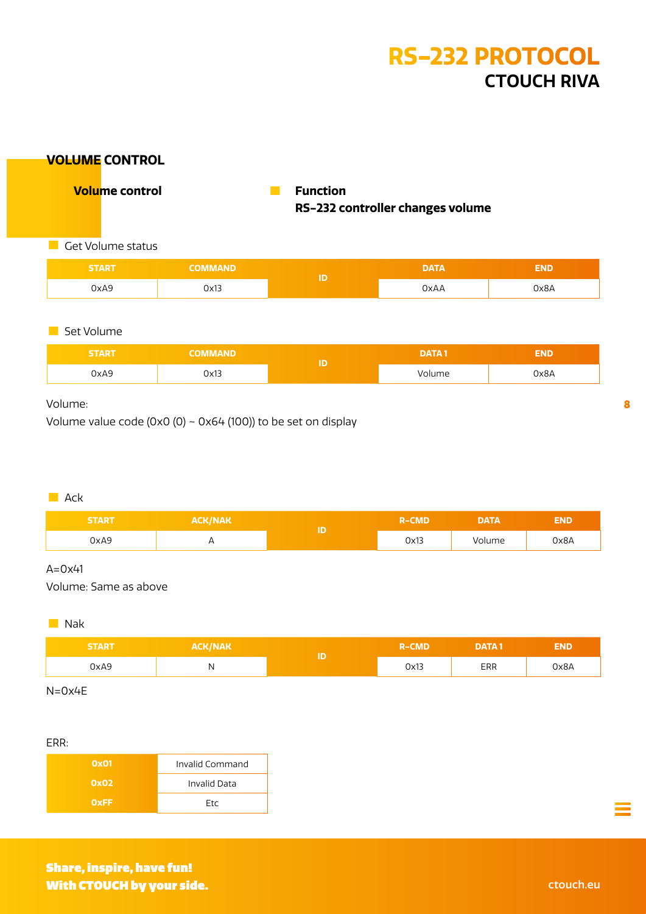## VOLUME CONTROL

**Volume control**

**Function**
**RS-232 controller changes volume**

Get Volume status

| START | COMMAND | ID | DATA | END |
|---|---|---|---|---|
| 0xA9 | 0x13 | | 0xAA | 0x8A |

Set Volume

| START | COMMAND | ID | DATA 1 | END |
|---|---|---|---|---|
| 0xA9 | 0x13 | | Volume | 0x8A |

Volume:

Volume value code (0x0 (0) ~ 0x64 (100)) to be set on display

Ack

| START | ACK/NAK | ID | R-CMD | DATA | END |
|---|---|---|---|---|---|
| 0xA9 | A | | 0x13 | Volume | 0x8A |

A=0x41

Volume: Same as above

Nak

| START | ACK/NAK | ID | R-CMD | DATA 1 | END |
|---|---|---|---|---|---|
| 0xA9 | N | | 0x13 | ERR | 0x8A |

N=0x4E

ERR:

| | |
|---|---|
| 0x01 | Invalid Command |
| 0x02 | Invalid Data |
| 0xFF | Etc |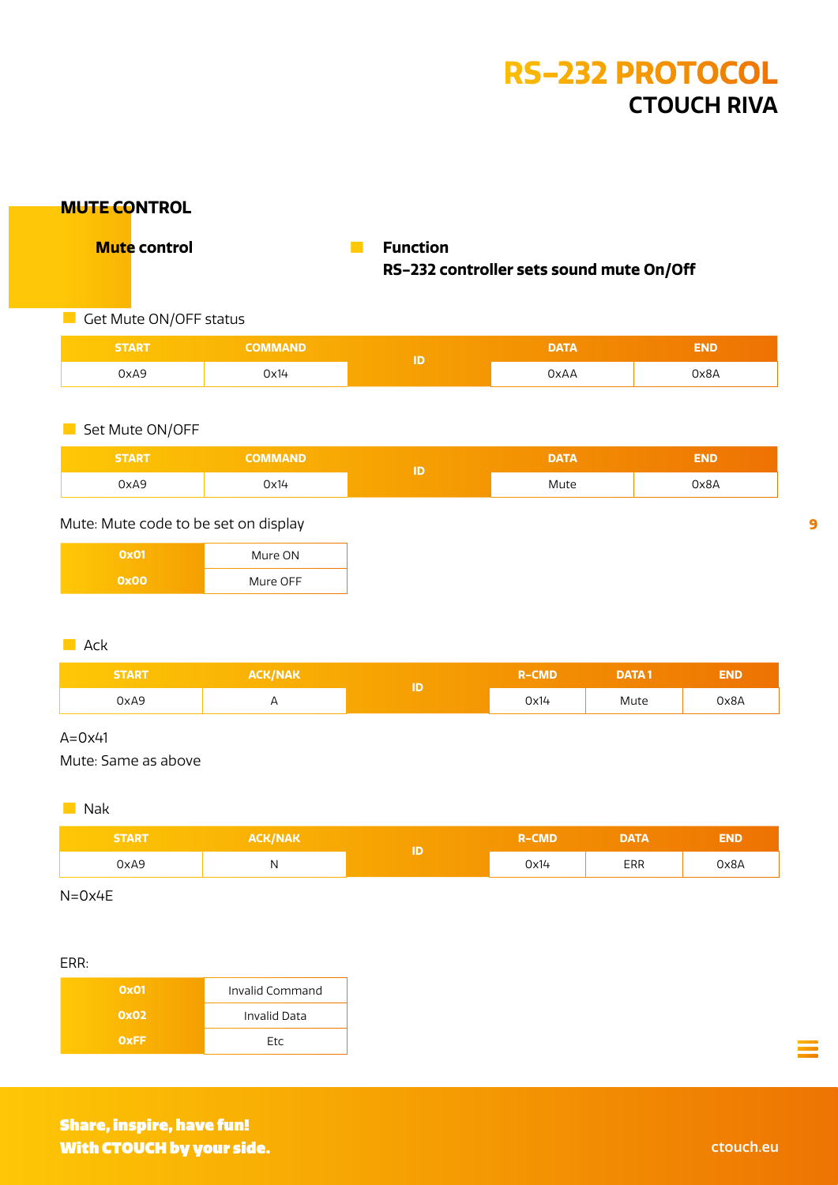## MUTE CONTROL

**Mute control**

**Function**
**RS-232 controller sets sound mute On/Off**

- Get Mute ON/OFF status

| START | COMMAND | ID | DATA | END |
|---|---|---|---|---|
| 0xA9 | 0x14 | | 0xAA | 0x8A |

- Set Mute ON/OFF

| START | COMMAND | ID | DATA | END |
|---|---|---|---|---|
| 0xA9 | 0x14 | | Mute | 0x8A |

Mute: Mute code to be set on display

| | |
|---|---|
| 0x01 | Mure ON |
| 0x00 | Mure OFF |

- Ack

| START | ACK/NAK | ID | R-CMD | DATA 1 | END |
|---|---|---|---|---|---|
| 0xA9 | A | | 0x14 | Mute | 0x8A |

A=0x41

Mute: Same as above

- Nak

| START | ACK/NAK | ID | R-CMD | DATA | END |
|---|---|---|---|---|---|
| 0xA9 | N | | 0x14 | ERR | 0x8A |

N=0x4E

ERR:

| | |
|---|---|
| 0x01 | Invalid Command |
| 0x02 | Invalid Data |
| 0xFF | Etc |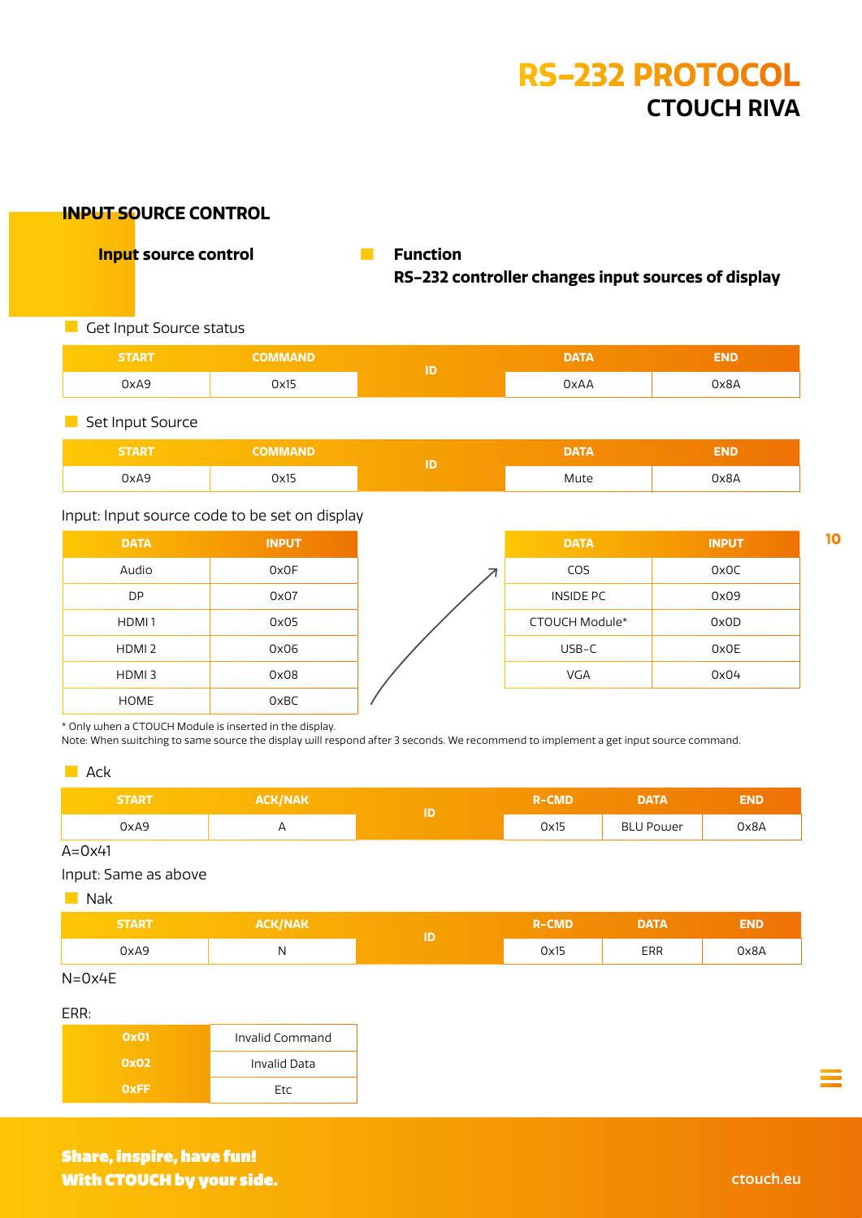## INPUT SOURCE CONTROL

**Input source control**

**Function**
**RS-232 controller changes input sources of display**

- Get Input Source status

| START | COMMAND | ID | DATA | END |
|---|---|---|---|---|
| 0xA9 | 0x15 | | 0xAA | 0x8A |

- Set Input Source

| START | COMMAND | ID | DATA | END |
|---|---|---|---|---|
| 0xA9 | 0x15 | | Mute | 0x8A |

Input: Input source code to be set on display

| DATA | INPUT |
|---|---|
| Audio | 0x0F |
| DP | 0x07 |
| HDMI 1 | 0x05 |
| HDMI 2 | 0x06 |
| HDMI 3 | 0x08 |
| HOME | 0xBC |
| COS | 0x0C |
| INSIDE PC | 0x09 |
| CTOUCH Module* | 0x0D |
| USB-C | 0x0E |
| VGA | 0x04 |

* Only when a CTOUCH Module is inserted in the display.
Note: When switching to same source the display will respond after 3 seconds. We recommend to implement a get input source command.

- Ack

| START | ACK/NAK | ID | R-CMD | DATA | END |
|---|---|---|---|---|---|
| 0xA9 | A | | 0x15 | BLU Power | 0x8A |

A=0x41

Input: Same as above

- Nak

| START | ACK/NAK | ID | R-CMD | DATA | END |
|---|---|---|---|---|---|
| 0xA9 | N | | 0x15 | ERR | 0x8A |

N=0x4E

ERR:

| | |
|---|---|
| 0x01 | Invalid Command |
| 0x02 | Invalid Data |
| 0xFF | Etc |

**Share, inspire, have fun!**
**With CTOUCH by your side.**

ctouch.eu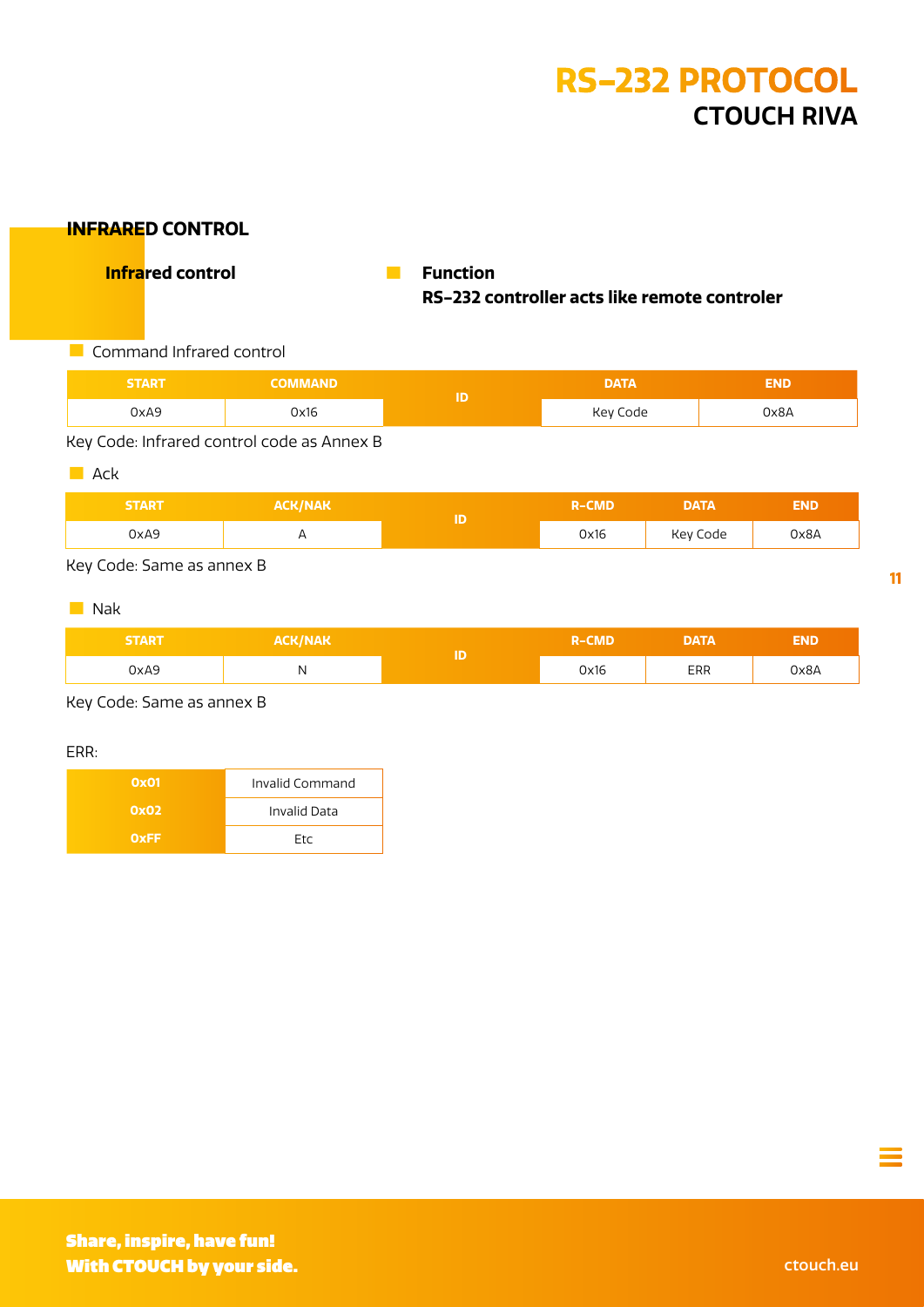## INFRARED CONTROL

**Infrared control**

**Function**
**RS-232 controller acts like remote controler**

Command Infrared control

| START | COMMAND | ID | DATA | END |
|---|---|---|---|---|
| 0xA9 | 0x16 | | Key Code | 0x8A |

Key Code: Infrared control code as Annex B

Ack

| START | ACK/NAK | ID | R-CMD | DATA | END |
|---|---|---|---|---|---|
| 0xA9 | A | | 0x16 | Key Code | 0x8A |

Key Code: Same as annex B

Nak

| START | ACK/NAK | ID | R-CMD | DATA | END |
|---|---|---|---|---|---|
| 0xA9 | N | | 0x16 | ERR | 0x8A |

Key Code: Same as annex B

ERR:

| | |
|---|---|
| 0x01 | Invalid Command |
| 0x02 | Invalid Data |
| 0xFF | Etc |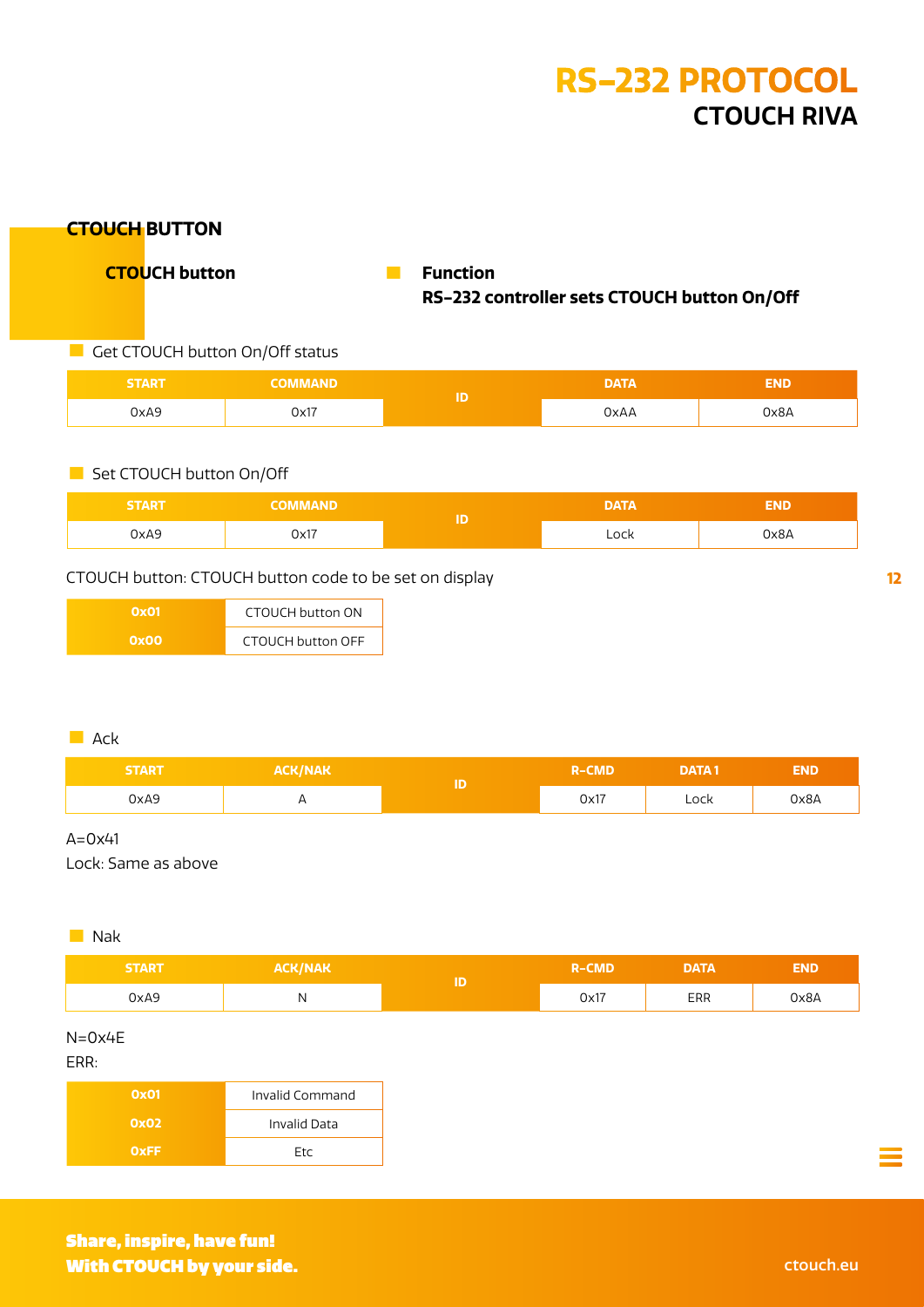# RS-232 PROTOCOL
## CTOUCH RIVA

### CTOUCH BUTTON

**CTOUCH button**

**Function**
**RS-232 controller sets CTOUCH button On/Off**

Get CTOUCH button On/Off status

| START | COMMAND | ID | DATA | END |
|---|---|---|---|---|
| 0xA9 | 0x17 | | 0xAA | 0x8A |

Set CTOUCH button On/Off

| START | COMMAND | ID | DATA | END |
|---|---|---|---|---|
| 0xA9 | 0x17 | | Lock | 0x8A |

CTOUCH button: CTOUCH button code to be set on display

| Code | Description |
|---|---|
| 0x01 | CTOUCH button ON |
| 0x00 | CTOUCH button OFF |

Ack

| START | ACK/NAK | ID | R-CMD | DATA 1 | END |
|---|---|---|---|---|---|
| 0xA9 | A | | 0x17 | Lock | 0x8A |

A=0x41
Lock: Same as above

Nak

| START | ACK/NAK | ID | R-CMD | DATA | END |
|---|---|---|---|---|---|
| 0xA9 | N | | 0x17 | ERR | 0x8A |

N=0x4E
ERR:

| Code | Description |
|---|---|
| 0x01 | Invalid Command |
| 0x02 | Invalid Data |
| 0xFF | Etc |

**Share, inspire, have fun!**
**With CTOUCH by your side.**

ctouch.eu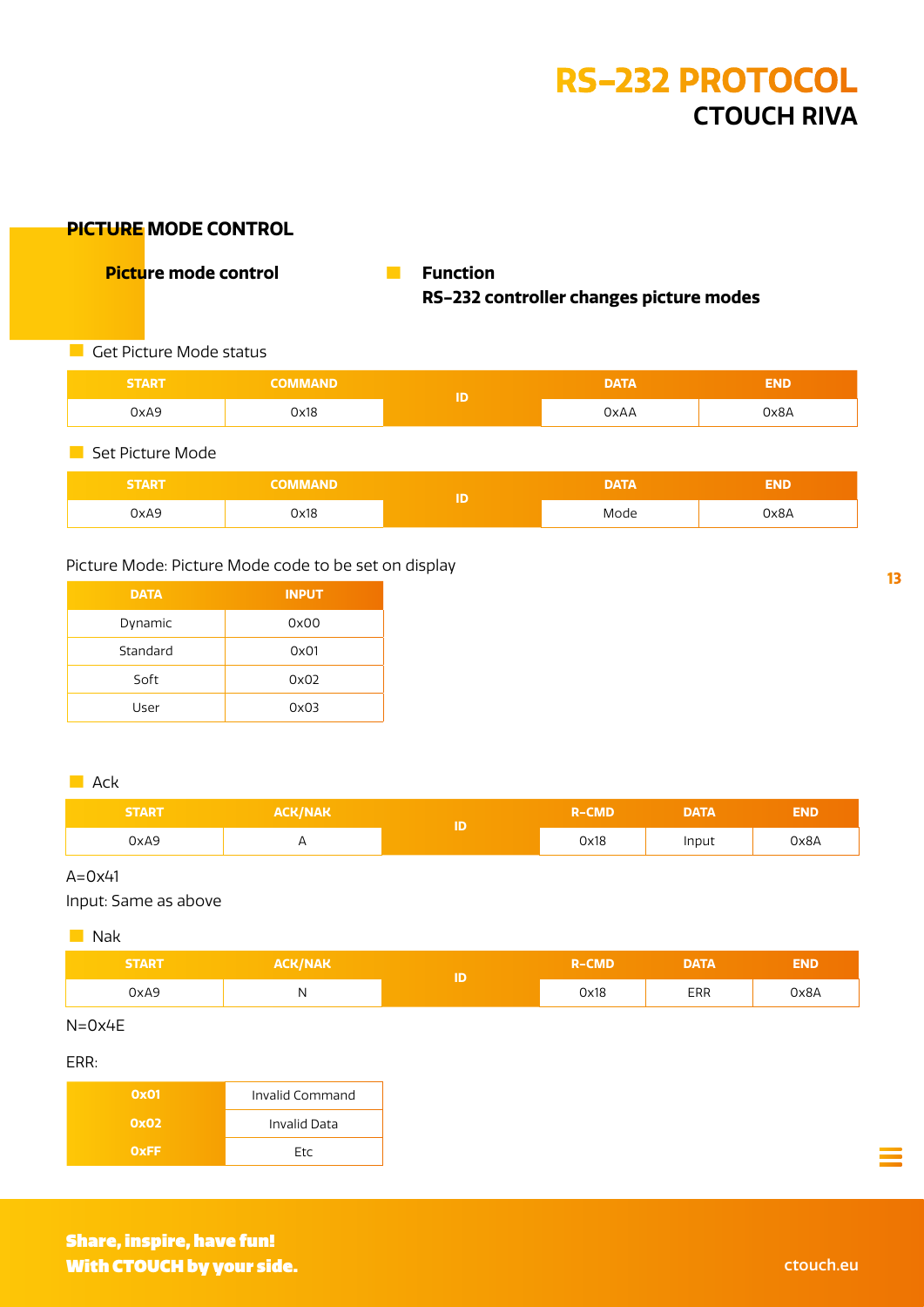## PICTURE MODE CONTROL

**Picture mode control**

**Function**
**RS-232 controller changes picture modes**

Get Picture Mode status

| START | COMMAND | ID | DATA | END |
|---|---|---|---|---|
| 0xA9 | 0x18 | | 0xAA | 0x8A |

Set Picture Mode

| START | COMMAND | ID | DATA | END |
|---|---|---|---|---|
| 0xA9 | 0x18 | | Mode | 0x8A |

Picture Mode: Picture Mode code to be set on display

| DATA | INPUT |
|---|---|
| Dynamic | 0x00 |
| Standard | 0x01 |
| Soft | 0x02 |
| User | 0x03 |

Ack

| START | ACK/NAK | ID | R-CMD | DATA | END |
|---|---|---|---|---|---|
| 0xA9 | A | | 0x18 | Input | 0x8A |

A=0x41

Input: Same as above

Nak

| START | ACK/NAK | ID | R-CMD | DATA | END |
|---|---|---|---|---|---|
| 0xA9 | N | | 0x18 | ERR | 0x8A |

N=0x4E

ERR:

| | |
|---|---|
| 0x01 | Invalid Command |
| 0x02 | Invalid Data |
| 0xFF | Etc |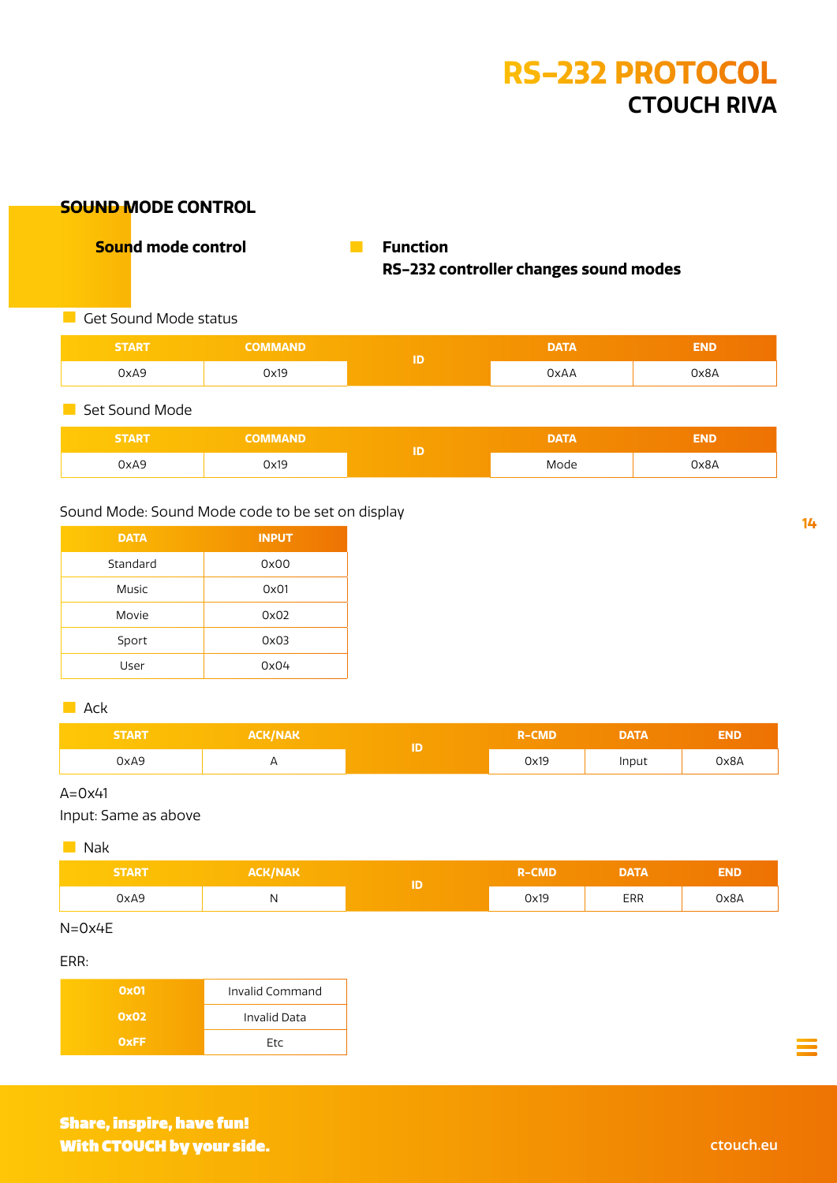## SOUND MODE CONTROL

**Sound mode control**

**Function**
**RS-232 controller changes sound modes**

Get Sound Mode status

| START | COMMAND | ID | DATA | END |
|---|---|---|---|---|
| 0xA9 | 0x19 | | 0xAA | 0x8A |

Set Sound Mode

| START | COMMAND | ID | DATA | END |
|---|---|---|---|---|
| 0xA9 | 0x19 | | Mode | 0x8A |

Sound Mode: Sound Mode code to be set on display

| DATA | INPUT |
|---|---|
| Standard | 0x00 |
| Music | 0x01 |
| Movie | 0x02 |
| Sport | 0x03 |
| User | 0x04 |

Ack

| START | ACK/NAK | ID | R-CMD | DATA | END |
|---|---|---|---|---|---|
| 0xA9 | A | | 0x19 | Input | 0x8A |

A=0x41

Input: Same as above

Nak

| START | ACK/NAK | ID | R-CMD | DATA | END |
|---|---|---|---|---|---|
| 0xA9 | N | | 0x19 | ERR | 0x8A |

N=0x4E

ERR:

| | |
|---|---|
| 0x01 | Invalid Command |
| 0x02 | Invalid Data |
| 0xFF | Etc |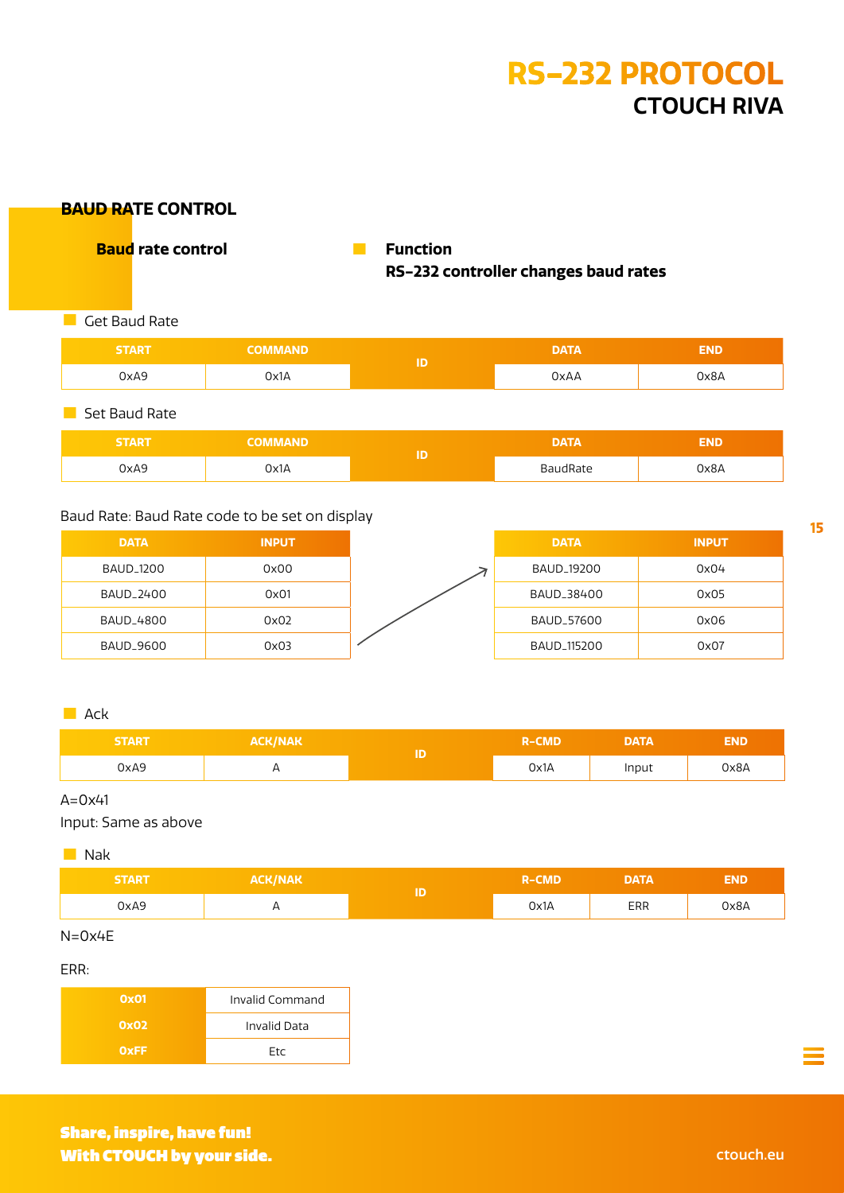## BAUD RATE CONTROL

**Baud rate control**

**Function**
**RS-232 controller changes baud rates**

Get Baud Rate

| START | COMMAND | ID | DATA | END |
|---|---|---|---|---|
| 0xA9 | 0x1A | | 0xAA | 0x8A |

Set Baud Rate

| START | COMMAND | ID | DATA | END |
|---|---|---|---|---|
| 0xA9 | 0x1A | | BaudRate | 0x8A |

Baud Rate: Baud Rate code to be set on display

| DATA | INPUT |
|---|---|
| BAUD_1200 | 0x00 |
| BAUD_2400 | 0x01 |
| BAUD_4800 | 0x02 |
| BAUD_9600 | 0x03 |
| BAUD_19200 | 0x04 |
| BAUD_38400 | 0x05 |
| BAUD_57600 | 0x06 |
| BAUD_115200 | 0x07 |

Ack

| START | ACK/NAK | ID | R-CMD | DATA | END |
|---|---|---|---|---|---|
| 0xA9 | A | | 0x1A | Input | 0x8A |

A=0x41

Input: Same as above

Nak

| START | ACK/NAK | ID | R-CMD | DATA | END |
|---|---|---|---|---|---|
| 0xA9 | A | | 0x1A | ERR | 0x8A |

N=0x4E

ERR:

| | |
|---|---|
| 0x01 | Invalid Command |
| 0x02 | Invalid Data |
| 0xFF | Etc |

**Share, inspire, have fun!**
**With CTOUCH by your side.**

ctouch.eu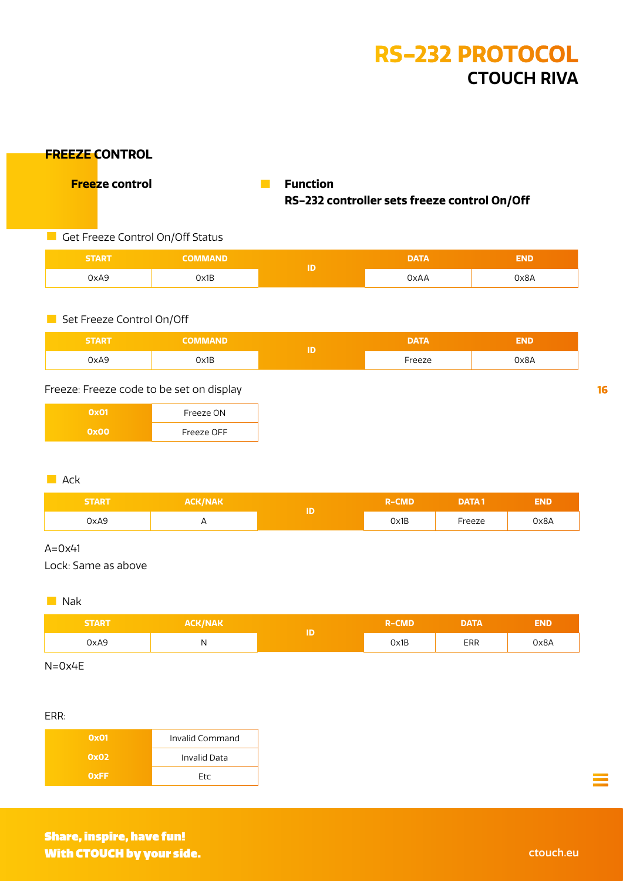## FREEZE CONTROL

**Freeze control**

**Function**
**RS-232 controller sets freeze control On/Off**

Get Freeze Control On/Off Status

| START | COMMAND | ID | DATA | END |
|---|---|---|---|---|
| 0xA9 | 0x1B | | 0xAA | 0x8A |

Set Freeze Control On/Off

| START | COMMAND | ID | DATA | END |
|---|---|---|---|---|
| 0xA9 | 0x1B | | Freeze | 0x8A |

Freeze: Freeze code to be set on display

| | |
|---|---|
| 0x01 | Freeze ON |
| 0x00 | Freeze OFF |

Ack

| START | ACK/NAK | ID | R-CMD | DATA 1 | END |
|---|---|---|---|---|---|
| 0xA9 | A | | 0x1B | Freeze | 0x8A |

A=0x41

Lock: Same as above

Nak

| START | ACK/NAK | ID | R-CMD | DATA | END |
|---|---|---|---|---|---|
| 0xA9 | N | | 0x1B | ERR | 0x8A |

N=0x4E

ERR:

| | |
|---|---|
| 0x01 | Invalid Command |
| 0x02 | Invalid Data |
| 0xFF | Etc |

**Share, inspire, have fun!**
**With CTOUCH by your side.**

ctouch.eu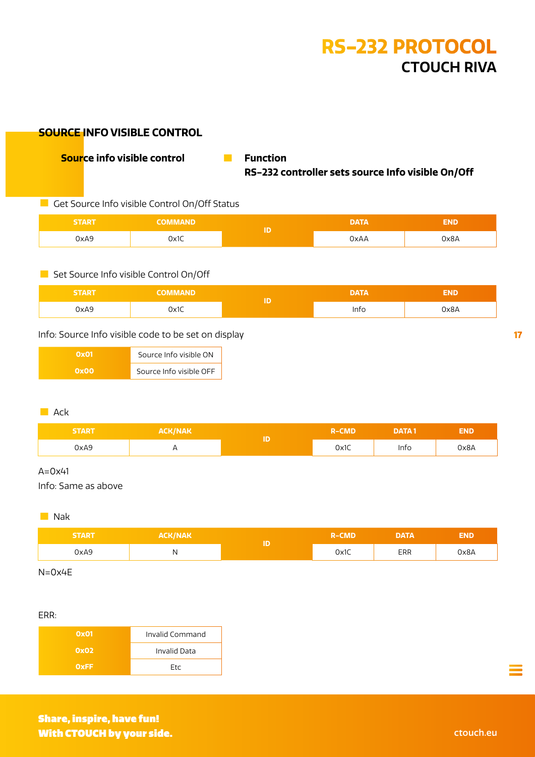## SOURCE INFO VISIBLE CONTROL

**Source info visible control**

**Function**
**RS-232 controller sets source Info visible On/Off**

Get Source Info visible Control On/Off Status

| START | COMMAND | ID | DATA | END |
|---|---|---|---|---|
| 0xA9 | 0x1C | | 0xAA | 0x8A |

Set Source Info visible Control On/Off

| START | COMMAND | ID | DATA | END |
|---|---|---|---|---|
| 0xA9 | 0x1C | | Info | 0x8A |

Info: Source Info visible code to be set on display

| | |
|---|---|
| 0x01 | Source Info visible ON |
| 0x00 | Source Info visible OFF |

Ack

| START | ACK/NAK | ID | R-CMD | DATA 1 | END |
|---|---|---|---|---|---|
| 0xA9 | A | | 0x1C | Info | 0x8A |

A=0x41
Info: Same as above

Nak

| START | ACK/NAK | ID | R-CMD | DATA | END |
|---|---|---|---|---|---|
| 0xA9 | N | | 0x1C | ERR | 0x8A |

N=0x4E

ERR:

| | |
|---|---|
| 0x01 | Invalid Command |
| 0x02 | Invalid Data |
| 0xFF | Etc |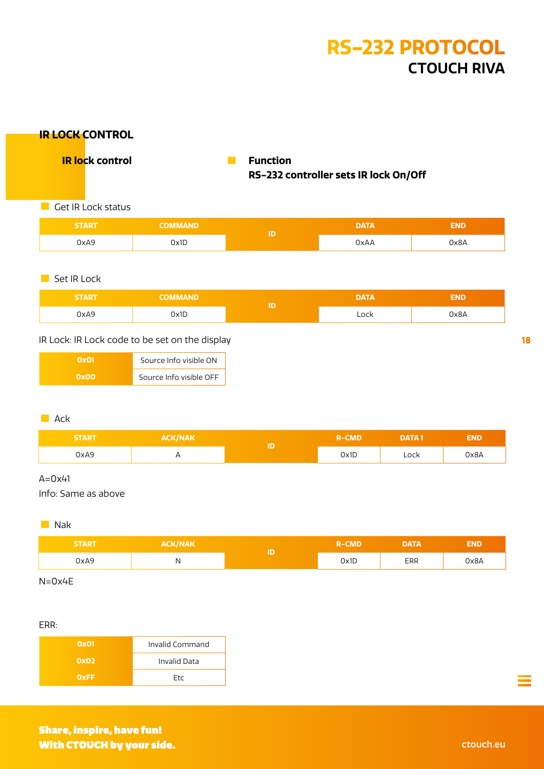## IR LOCK CONTROL

**IR lock control**

**Function**
**RS-232 controller sets IR lock On/Off**

Get IR Lock status

| START | COMMAND | ID | DATA | END |
|---|---|---|---|---|
| 0xA9 | 0x1D | | 0xAA | 0x8A |

Set IR Lock

| START | COMMAND | ID | DATA | END |
|---|---|---|---|---|
| 0xA9 | 0x1D | | Lock | 0x8A |

IR Lock: IR Lock code to be set on the display

| | |
|---|---|
| 0x01 | Source Info visible ON |
| 0x00 | Source Info visible OFF |

Ack

| START | ACK/NAK | ID | R-CMD | DATA 1 | END |
|---|---|---|---|---|---|
| 0xA9 | A | | 0x1D | Lock | 0x8A |

A=0x41

Info: Same as above

Nak

| START | ACK/NAK | ID | R-CMD | DATA | END |
|---|---|---|---|---|---|
| 0xA9 | N | | 0x1D | ERR | 0x8A |

N=0x4E

ERR:

| | |
|---|---|
| 0x01 | Invalid Command |
| 0x02 | Invalid Data |
| 0xFF | Etc |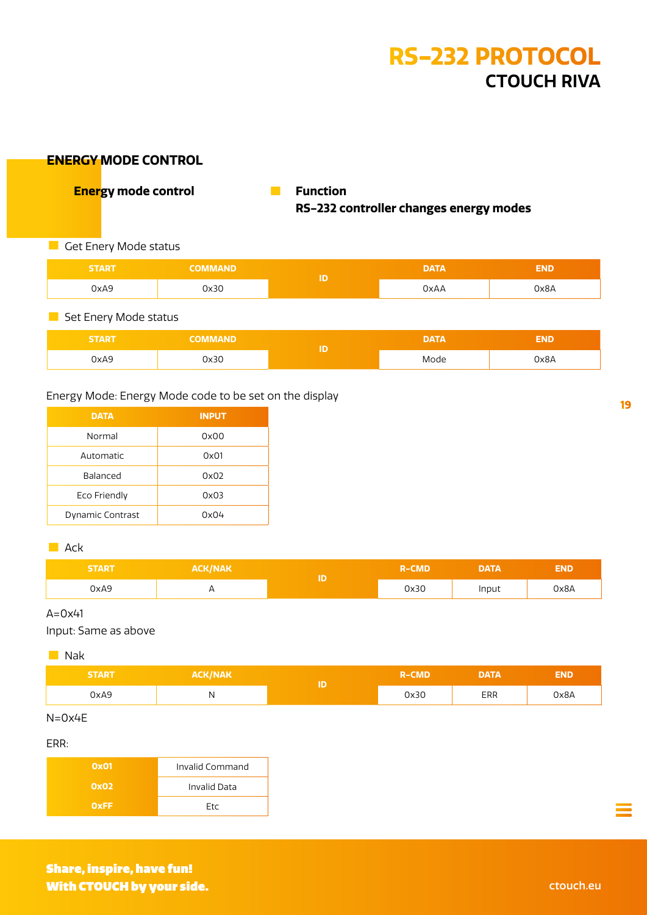## ENERGY MODE CONTROL

**Energy mode control**

**Function**
**RS-232 controller changes energy modes**

Get Enery Mode status

| START | COMMAND | ID | DATA | END |
|---|---|---|---|---|
| 0xA9 | 0x30 | | 0xAA | 0x8A |

Set Enery Mode status

| START | COMMAND | ID | DATA | END |
|---|---|---|---|---|
| 0xA9 | 0x30 | | Mode | 0x8A |

Energy Mode: Energy Mode code to be set on the display

| DATA | INPUT |
|---|---|
| Normal | 0x00 |
| Automatic | 0x01 |
| Balanced | 0x02 |
| Eco Friendly | 0x03 |
| Dynamic Contrast | 0x04 |

Ack

| START | ACK/NAK | ID | R-CMD | DATA | END |
|---|---|---|---|---|---|
| 0xA9 | A | | 0x30 | Input | 0x8A |

A=0x41

Input: Same as above

Nak

| START | ACK/NAK | ID | R-CMD | DATA | END |
|---|---|---|---|---|---|
| 0xA9 | N | | 0x30 | ERR | 0x8A |

N=0x4E

ERR:

| | |
|---|---|
| 0x01 | Invalid Command |
| 0x02 | Invalid Data |
| 0xFF | Etc |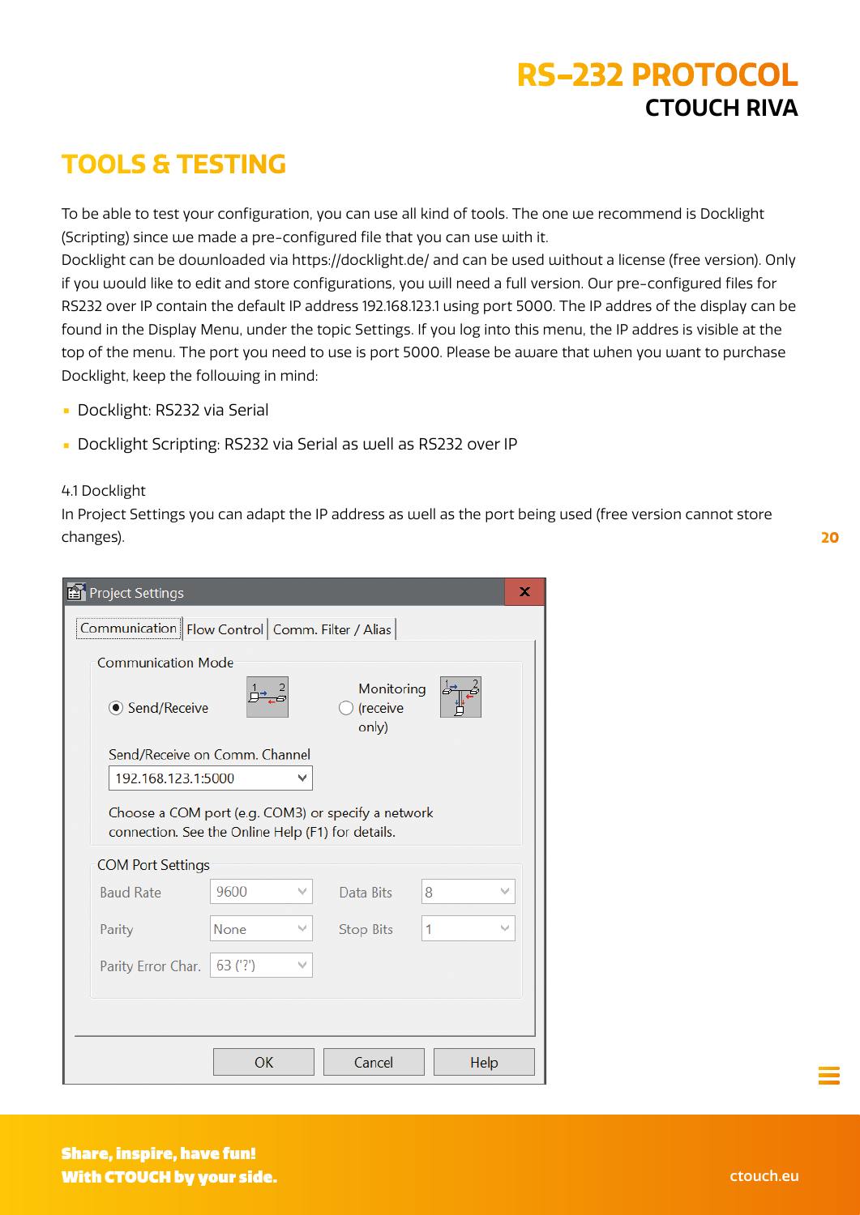# TOOLS & TESTING

To be able to test your configuration, you can use all kind of tools. The one we recommend is Docklight (Scripting) since we made a pre-configured file that you can use with it.
Docklight can be downloaded via https://docklight.de/ and can be used without a license (free version). Only if you would like to edit and store configurations, you will need a full version. Our pre-configured files for RS232 over IP contain the default IP address 192.168.123.1 using port 5000. The IP addres of the display can be found in the Display Menu, under the topic Settings. If you log into this menu, the IP addres is visible at the top of the menu. The port you need to use is port 5000. Please be aware that when you want to purchase Docklight, keep the following in mind:

- Docklight: RS232 via Serial
- Docklight Scripting: RS232 via Serial as well as RS232 over IP

4.1 Docklight
In Project Settings you can adapt the IP address as well as the port being used (free version cannot store changes).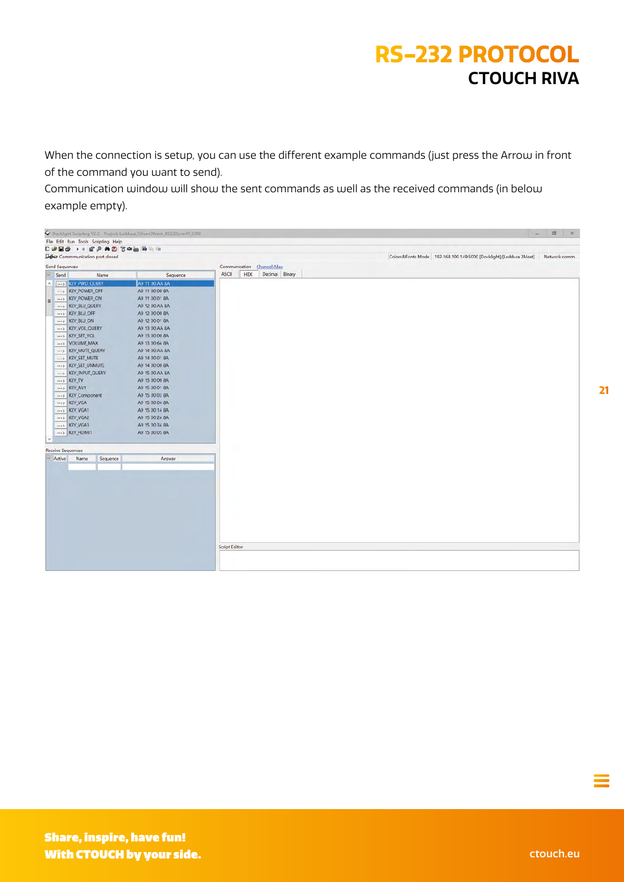# RS-232 PROTOCOL

## CTOUCH RIVA

When the connection is setup, you can use the different example commands (just press the Arrow in front of the command you want to send).

Communication window will show the sent commands as well as the received commands (in below example empty).

| Send | Name | Sequence |
|---|---|---|
| ---> | KEY_PWD_QUERY | A9 11 00 AA 8A |
| ---> | KEY_POWER_OFF | A9 11 00 00 8A |
| ---> | KEY_POWER_ON | A9 11 00 01 8A |
| ---> | KEY_BLU_QUERY | A9 12 00 AA 8A |
| ---> | KEY_BLU_OFF | A9 12 00 00 8A |
| ---> | KEY_BLU_ON | A9 12 00 01 8A |
| ---> | KEY_VOL_QUERY | A9 13 00 AA 8A |
| ---> | KEY_SET_VOL | A9 13 00 00 8A |
| ---> | VOLUME_MAX | A9 13 00 64 8A |
| ---> | KEY_MUTE_QUERY | A9 14 00 AA 8A |
| ---> | KEY_SET_MUTE | A9 14 00 01 8A |
| ---> | KEY_SET_UNMUTE | A9 14 00 00 8A |
| ---> | KEY_INPUT_QUERY | A9 15 00 AA 8A |
| ---> | KEY_TV | A9 15 00 00 8A |
| ---> | KEY_AV1 | A9 15 00 01 8A |
| ---> | KEY_Component | A9 15 00 03 8A |
| ---> | KEY_VGA | A9 15 00 04 8A |
| ---> | KEY_VGA1 | A9 15 00 14 8A |
| ---> | KEY_VGA2 | A9 15 00 24 8A |
| ---> | KEY_VGA3 | A9 15 00 34 8A |
| ---> | KEY_HDMI1 | A9 15 00 05 8A |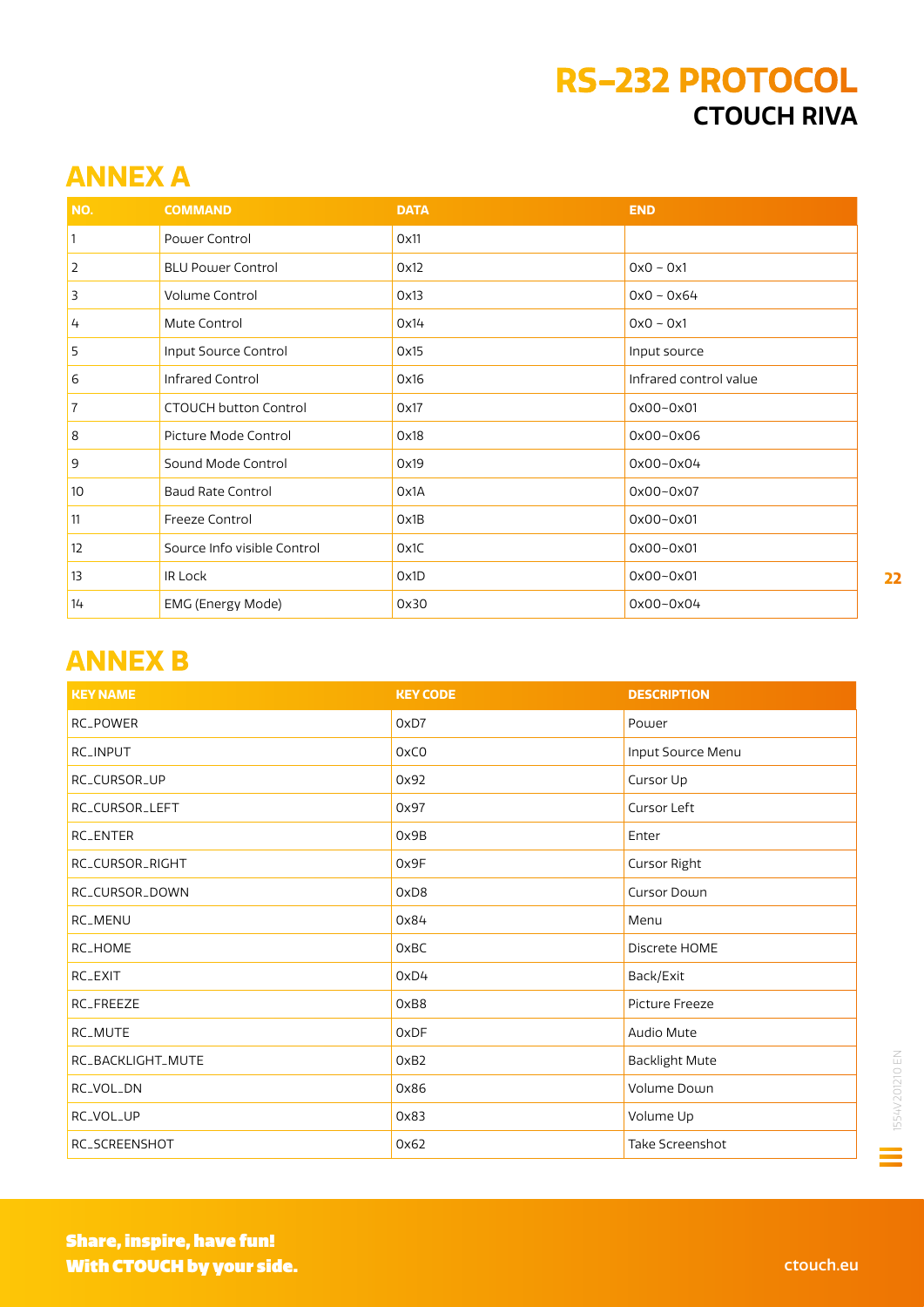## ANNEX A

| NO. | COMMAND | DATA | END |
|---|---|---|---|
| 1 | Power Control | 0x11 | |
| 2 | BLU Power Control | 0x12 | 0x0 – 0x1 |
| 3 | Volume Control | 0x13 | 0x0 – 0x64 |
| 4 | Mute Control | 0x14 | 0x0 – 0x1 |
| 5 | Input Source Control | 0x15 | Input source |
| 6 | Infrared Control | 0x16 | Infrared control value |
| 7 | CTOUCH button Control | 0x17 | 0x00–0x01 |
| 8 | Picture Mode Control | 0x18 | 0x00–0x06 |
| 9 | Sound Mode Control | 0x19 | 0x00–0x04 |
| 10 | Baud Rate Control | 0x1A | 0x00–0x07 |
| 11 | Freeze Control | 0x1B | 0x00–0x01 |
| 12 | Source Info visible Control | 0x1C | 0x00–0x01 |
| 13 | IR Lock | 0x1D | 0x00–0x01 |
| 14 | EMG (Energy Mode) | 0x30 | 0x00–0x04 |

## ANNEX B

| KEY NAME | KEY CODE | DESCRIPTION |
|---|---|---|
| RC_POWER | 0xD7 | Power |
| RC_INPUT | 0xC0 | Input Source Menu |
| RC_CURSOR_UP | 0x92 | Cursor Up |
| RC_CURSOR_LEFT | 0x97 | Cursor Left |
| RC_ENTER | 0x9B | Enter |
| RC_CURSOR_RIGHT | 0x9F | Cursor Right |
| RC_CURSOR_DOWN | 0xD8 | Cursor Down |
| RC_MENU | 0x84 | Menu |
| RC_HOME | 0xBC | Discrete HOME |
| RC_EXIT | 0xD4 | Back/Exit |
| RC_FREEZE | 0xB8 | Picture Freeze |
| RC_MUTE | 0xDF | Audio Mute |
| RC_BACKLIGHT_MUTE | 0xB2 | Backlight Mute |
| RC_VOL_DN | 0x86 | Volume Down |
| RC_VOL_UP | 0x83 | Volume Up |
| RC_SCREENSHOT | 0x62 | Take Screenshot |